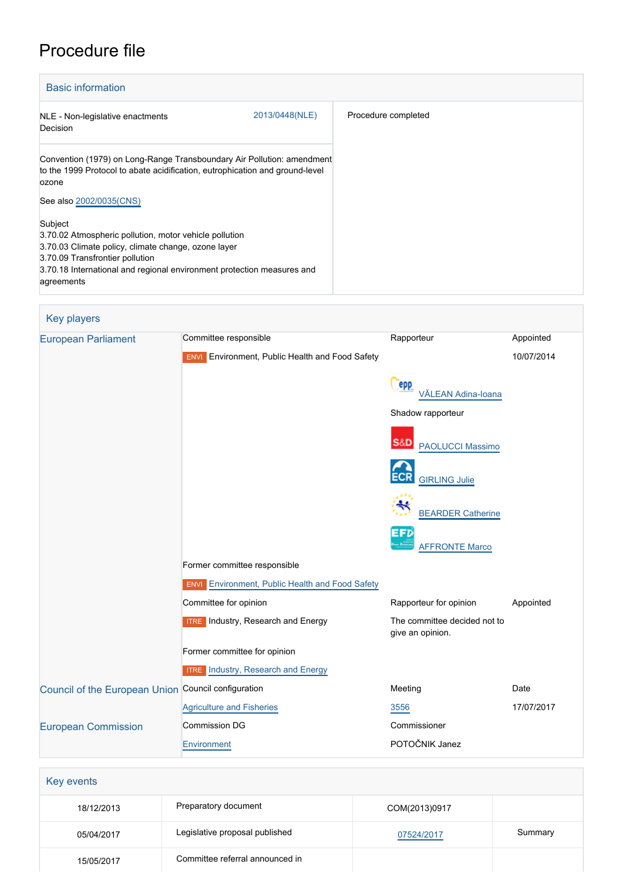# Procedure file

## Basic information

| | |
|---|---|
| NLE - Non-legislative enactments<br>Decision | 2013/0448(NLE) |
| Procedure completed | |

Convention (1979) on Long-Range Transboundary Air Pollution: amendment to the 1999 Protocol to abate acidification, eutrophication and ground-level ozone

See also 2002/0035(CNS)

Subject
3.70.02 Atmospheric pollution, motor vehicle pollution
3.70.03 Climate policy, climate change, ozone layer
3.70.09 Transfrontier pollution
3.70.18 International and regional environment protection measures and agreements

## Key players

| | | | |
|---|---|---|---|
| European Parliament | Committee responsible | Rapporteur | Appointed |
| | ENVI Environment, Public Health and Food Safety | | 10/07/2014 |
| | | VĂLEAN Adina-Ioana | |
| | | Shadow rapporteur | |
| | | PAOLUCCI Massimo | |
| | | GIRLING Julie | |
| | | BEARDER Catherine | |
| | | AFFRONTE Marco | |
| | Former committee responsible | | |
| | ENVI Environment, Public Health and Food Safety | | |
| | Committee for opinion | Rapporteur for opinion | Appointed |
| | ITRE Industry, Research and Energy | The committee decided not to give an opinion. | |
| | Former committee for opinion | | |
| | ITRE Industry, Research and Energy | | |
| Council of the European Union | Council configuration | Meeting | Date |
| | Agriculture and Fisheries | 3556 | 17/07/2017 |
| European Commission | Commission DG | Commissioner | |
| | Environment | POTOČNIK Janez | |

## Key events

| | | | |
|---|---|---|---|
| 18/12/2013 | Preparatory document | COM(2013)0917 | |
| 05/04/2017 | Legislative proposal published | 07524/2017 | Summary |
| 15/05/2017 | Committee referral announced in | | |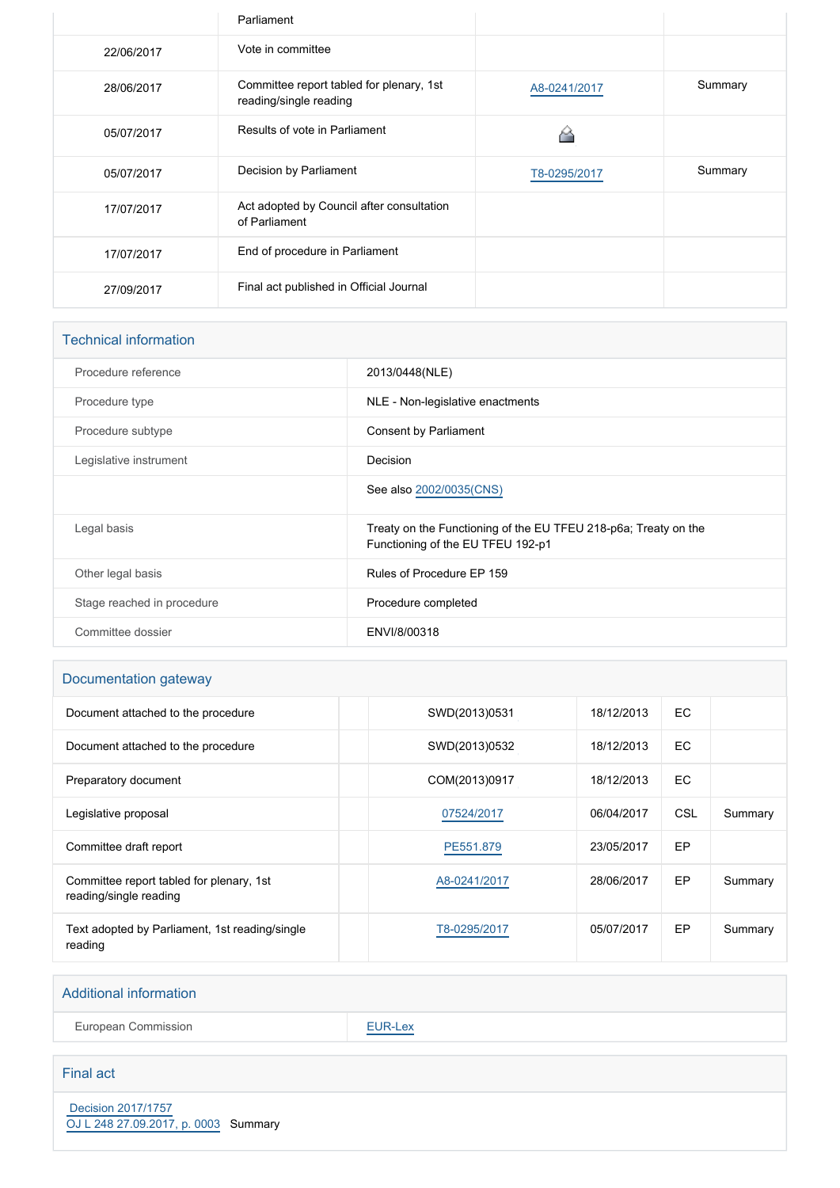| | Parliament | | |
|---|---|---|---|
| 22/06/2017 | Vote in committee | | |
| 28/06/2017 | Committee report tabled for plenary, 1st reading/single reading | A8-0241/2017 | Summary |
| 05/07/2017 | Results of vote in Parliament | | |
| 05/07/2017 | Decision by Parliament | T8-0295/2017 | Summary |
| 17/07/2017 | Act adopted by Council after consultation of Parliament | | |
| 17/07/2017 | End of procedure in Parliament | | |
| 27/09/2017 | Final act published in Official Journal | | |

## Technical information

| | |
|---|---|
| Procedure reference | 2013/0448(NLE) |
| Procedure type | NLE - Non-legislative enactments |
| Procedure subtype | Consent by Parliament |
| Legislative instrument | Decision |
| | See also 2002/0035(CNS) |
| Legal basis | Treaty on the Functioning of the EU TFEU 218-p6a; Treaty on the Functioning of the EU TFEU 192-p1 |
| Other legal basis | Rules of Procedure EP 159 |
| Stage reached in procedure | Procedure completed |
| Committee dossier | ENVI/8/00318 |

## Documentation gateway

| | | | | | |
|---|---|---|---|---|---|
| Document attached to the procedure | | SWD(2013)0531 | 18/12/2013 | EC | |
| Document attached to the procedure | | SWD(2013)0532 | 18/12/2013 | EC | |
| Preparatory document | | COM(2013)0917 | 18/12/2013 | EC | |
| Legislative proposal | | 07524/2017 | 06/04/2017 | CSL | Summary |
| Committee draft report | | PE551.879 | 23/05/2017 | EP | |
| Committee report tabled for plenary, 1st reading/single reading | | A8-0241/2017 | 28/06/2017 | EP | Summary |
| Text adopted by Parliament, 1st reading/single reading | | T8-0295/2017 | 05/07/2017 | EP | Summary |

## Additional information

| | |
|---|---|
| European Commission | EUR-Lex |

## Final act

Decision 2017/1757
OJ L 248 27.09.2017, p. 0003 Summary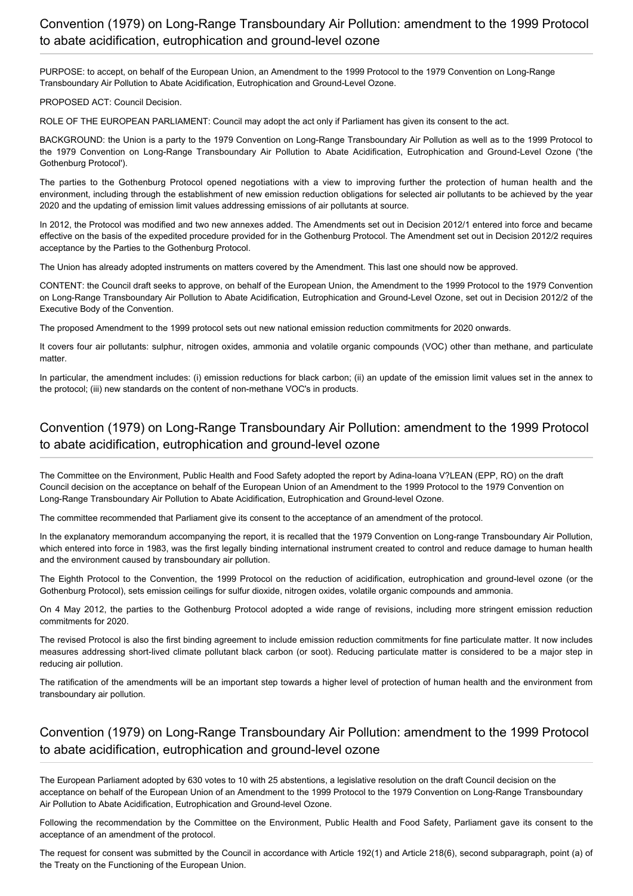## Convention (1979) on Long-Range Transboundary Air Pollution: amendment to the 1999 Protocol to abate acidification, eutrophication and ground-level ozone

PURPOSE: to accept, on behalf of the European Union, an Amendment to the 1999 Protocol to the 1979 Convention on Long-Range Transboundary Air Pollution to Abate Acidification, Eutrophication and Ground-Level Ozone.

PROPOSED ACT: Council Decision.

ROLE OF THE EUROPEAN PARLIAMENT: Council may adopt the act only if Parliament has given its consent to the act.

BACKGROUND: the Union is a party to the 1979 Convention on Long-Range Transboundary Air Pollution as well as to the 1999 Protocol to the 1979 Convention on Long-Range Transboundary Air Pollution to Abate Acidification, Eutrophication and Ground-Level Ozone ('the Gothenburg Protocol').

The parties to the Gothenburg Protocol opened negotiations with a view to improving further the protection of human health and the environment, including through the establishment of new emission reduction obligations for selected air pollutants to be achieved by the year 2020 and the updating of emission limit values addressing emissions of air pollutants at source.

In 2012, the Protocol was modified and two new annexes added. The Amendments set out in Decision 2012/1 entered into force and became effective on the basis of the expedited procedure provided for in the Gothenburg Protocol. The Amendment set out in Decision 2012/2 requires acceptance by the Parties to the Gothenburg Protocol.

The Union has already adopted instruments on matters covered by the Amendment. This last one should now be approved.

CONTENT: the Council draft seeks to approve, on behalf of the European Union, the Amendment to the 1999 Protocol to the 1979 Convention on Long-Range Transboundary Air Pollution to Abate Acidification, Eutrophication and Ground-Level Ozone, set out in Decision 2012/2 of the Executive Body of the Convention.

The proposed Amendment to the 1999 protocol sets out new national emission reduction commitments for 2020 onwards.

It covers four air pollutants: sulphur, nitrogen oxides, ammonia and volatile organic compounds (VOC) other than methane, and particulate matter.

In particular, the amendment includes: (i) emission reductions for black carbon; (ii) an update of the emission limit values set in the annex to the protocol; (iii) new standards on the content of non-methane VOC's in products.

## Convention (1979) on Long-Range Transboundary Air Pollution: amendment to the 1999 Protocol to abate acidification, eutrophication and ground-level ozone

The Committee on the Environment, Public Health and Food Safety adopted the report by Adina-Ioana V?LEAN (EPP, RO) on the draft Council decision on the acceptance on behalf of the European Union of an Amendment to the 1999 Protocol to the 1979 Convention on Long-Range Transboundary Air Pollution to Abate Acidification, Eutrophication and Ground-level Ozone.

The committee recommended that Parliament give its consent to the acceptance of an amendment of the protocol.

In the explanatory memorandum accompanying the report, it is recalled that the 1979 Convention on Long-range Transboundary Air Pollution, which entered into force in 1983, was the first legally binding international instrument created to control and reduce damage to human health and the environment caused by transboundary air pollution.

The Eighth Protocol to the Convention, the 1999 Protocol on the reduction of acidification, eutrophication and ground-level ozone (or the Gothenburg Protocol), sets emission ceilings for sulfur dioxide, nitrogen oxides, volatile organic compounds and ammonia.

On 4 May 2012, the parties to the Gothenburg Protocol adopted a wide range of revisions, including more stringent emission reduction commitments for 2020.

The revised Protocol is also the first binding agreement to include emission reduction commitments for fine particulate matter. It now includes measures addressing short-lived climate pollutant black carbon (or soot). Reducing particulate matter is considered to be a major step in reducing air pollution.

The ratification of the amendments will be an important step towards a higher level of protection of human health and the environment from transboundary air pollution.

## Convention (1979) on Long-Range Transboundary Air Pollution: amendment to the 1999 Protocol to abate acidification, eutrophication and ground-level ozone

The European Parliament adopted by 630 votes to 10 with 25 abstentions, a legislative resolution on the draft Council decision on the acceptance on behalf of the European Union of an Amendment to the 1999 Protocol to the 1979 Convention on Long-Range Transboundary Air Pollution to Abate Acidification, Eutrophication and Ground-level Ozone.

Following the recommendation by the Committee on the Environment, Public Health and Food Safety, Parliament gave its consent to the acceptance of an amendment of the protocol.

The request for consent was submitted by the Council in accordance with Article 192(1) and Article 218(6), second subparagraph, point (a) of the Treaty on the Functioning of the European Union.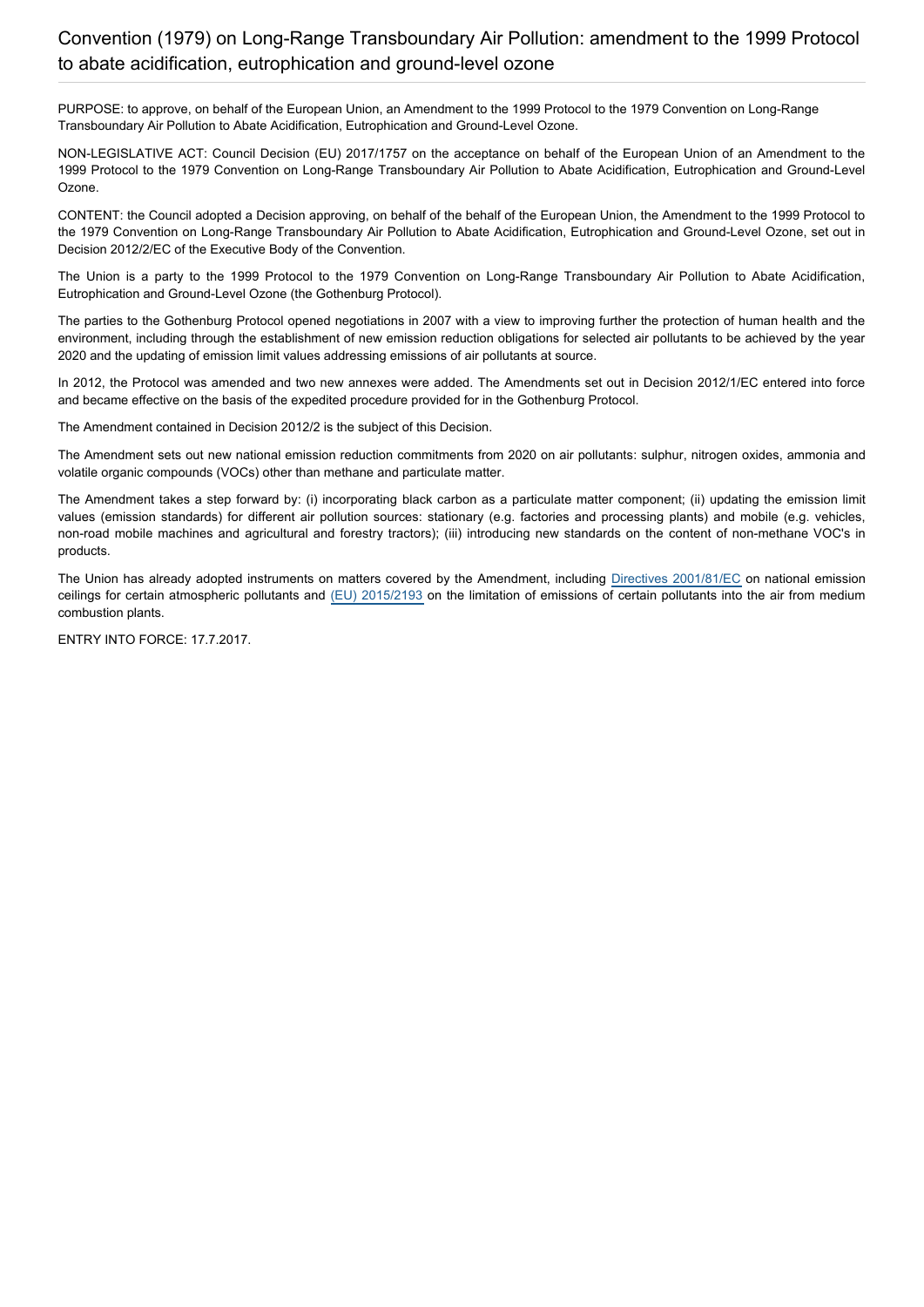# Convention (1979) on Long-Range Transboundary Air Pollution: amendment to the 1999 Protocol to abate acidification, eutrophication and ground-level ozone

PURPOSE: to approve, on behalf of the European Union, an Amendment to the 1999 Protocol to the 1979 Convention on Long-Range Transboundary Air Pollution to Abate Acidification, Eutrophication and Ground-Level Ozone.

NON-LEGISLATIVE ACT: Council Decision (EU) 2017/1757 on the acceptance on behalf of the European Union of an Amendment to the 1999 Protocol to the 1979 Convention on Long-Range Transboundary Air Pollution to Abate Acidification, Eutrophication and Ground-Level Ozone.

CONTENT: the Council adopted a Decision approving, on behalf of the behalf of the European Union, the Amendment to the 1999 Protocol to the 1979 Convention on Long-Range Transboundary Air Pollution to Abate Acidification, Eutrophication and Ground-Level Ozone, set out in Decision 2012/2/EC of the Executive Body of the Convention.

The Union is a party to the 1999 Protocol to the 1979 Convention on Long-Range Transboundary Air Pollution to Abate Acidification, Eutrophication and Ground-Level Ozone (the Gothenburg Protocol).

The parties to the Gothenburg Protocol opened negotiations in 2007 with a view to improving further the protection of human health and the environment, including through the establishment of new emission reduction obligations for selected air pollutants to be achieved by the year 2020 and the updating of emission limit values addressing emissions of air pollutants at source.

In 2012, the Protocol was amended and two new annexes were added. The Amendments set out in Decision 2012/1/EC entered into force and became effective on the basis of the expedited procedure provided for in the Gothenburg Protocol.

The Amendment contained in Decision 2012/2 is the subject of this Decision.

The Amendment sets out new national emission reduction commitments from 2020 on air pollutants: sulphur, nitrogen oxides, ammonia and volatile organic compounds (VOCs) other than methane and particulate matter.

The Amendment takes a step forward by: (i) incorporating black carbon as a particulate matter component; (ii) updating the emission limit values (emission standards) for different air pollution sources: stationary (e.g. factories and processing plants) and mobile (e.g. vehicles, non-road mobile machines and agricultural and forestry tractors); (iii) introducing new standards on the content of non-methane VOC's in products.

The Union has already adopted instruments on matters covered by the Amendment, including Directives 2001/81/EC on national emission ceilings for certain atmospheric pollutants and (EU) 2015/2193 on the limitation of emissions of certain pollutants into the air from medium combustion plants.

ENTRY INTO FORCE: 17.7.2017.